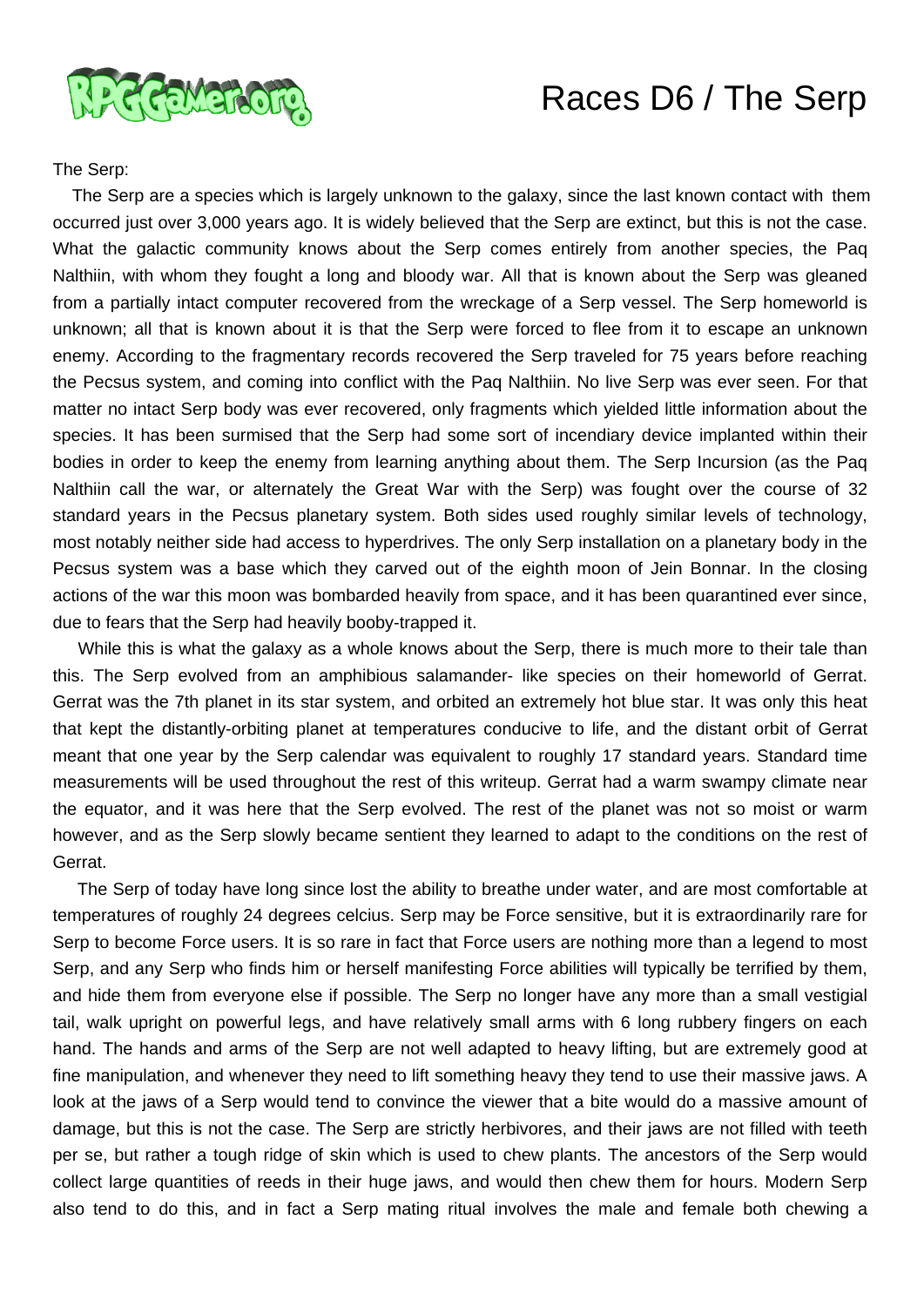# Races D6 / The Serp

The Serp:

The Serp are a species which is largely unknown to the galaxy, since the last known contact with them occurred just over 3,000 years ago. It is widely believed that the Serp are extinct, but this is not the case. What the galactic community knows about the Serp comes entirely from another species, the Paq Nalthiin, with whom they fought a long and bloody war. All that is known about the Serp was gleaned from a partially intact computer recovered from the wreckage of a Serp vessel. The Serp homeworld is unknown; all that is known about it is that the Serp were forced to flee from it to escape an unknown enemy. According to the fragmentary records recovered the Serp traveled for 75 years before reaching the Pecsus system, and coming into conflict with the Paq Nalthiin. No live Serp was ever seen. For that matter no intact Serp body was ever recovered, only fragments which yielded little information about the species. It has been surmised that the Serp had some sort of incendiary device implanted within their bodies in order to keep the enemy from learning anything about them. The Serp Incursion (as the Paq Nalthiin call the war, or alternately the Great War with the Serp) was fought over the course of 32 standard years in the Pecsus planetary system. Both sides used roughly similar levels of technology, most notably neither side had access to hyperdrives. The only Serp installation on a planetary body in the Pecsus system was a base which they carved out of the eighth moon of Jein Bonnar. In the closing actions of the war this moon was bombarded heavily from space, and it has been quarantined ever since, due to fears that the Serp had heavily booby-trapped it.

While this is what the galaxy as a whole knows about the Serp, there is much more to their tale than this. The Serp evolved from an amphibious salamander- like species on their homeworld of Gerrat. Gerrat was the 7th planet in its star system, and orbited an extremely hot blue star. It was only this heat that kept the distantly-orbiting planet at temperatures conducive to life, and the distant orbit of Gerrat meant that one year by the Serp calendar was equivalent to roughly 17 standard years. Standard time measurements will be used throughout the rest of this writeup. Gerrat had a warm swampy climate near the equator, and it was here that the Serp evolved. The rest of the planet was not so moist or warm however, and as the Serp slowly became sentient they learned to adapt to the conditions on the rest of Gerrat.

The Serp of today have long since lost the ability to breathe under water, and are most comfortable at temperatures of roughly 24 degrees celcius. Serp may be Force sensitive, but it is extraordinarily rare for Serp to become Force users. It is so rare in fact that Force users are nothing more than a legend to most Serp, and any Serp who finds him or herself manifesting Force abilities will typically be terrified by them, and hide them from everyone else if possible. The Serp no longer have any more than a small vestigial tail, walk upright on powerful legs, and have relatively small arms with 6 long rubbery fingers on each hand. The hands and arms of the Serp are not well adapted to heavy lifting, but are extremely good at fine manipulation, and whenever they need to lift something heavy they tend to use their massive jaws. A look at the jaws of a Serp would tend to convince the viewer that a bite would do a massive amount of damage, but this is not the case. The Serp are strictly herbivores, and their jaws are not filled with teeth per se, but rather a tough ridge of skin which is used to chew plants. The ancestors of the Serp would collect large quantities of reeds in their huge jaws, and would then chew them for hours. Modern Serp also tend to do this, and in fact a Serp mating ritual involves the male and female both chewing a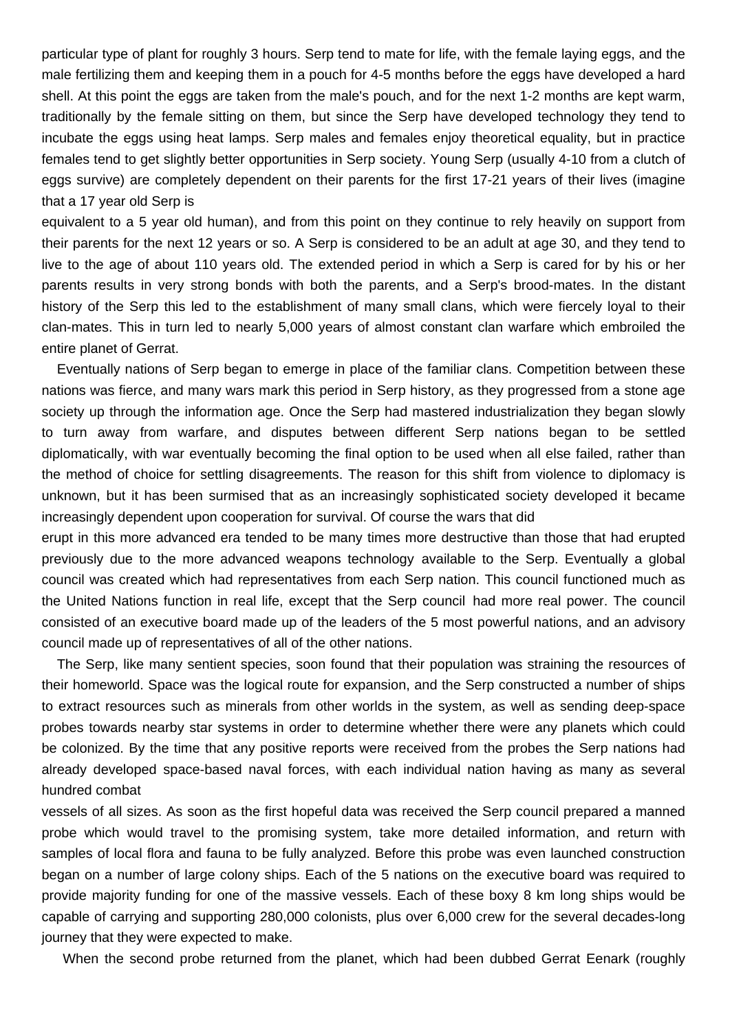particular type of plant for roughly 3 hours. Serp tend to mate for life, with the female laying eggs, and the male fertilizing them and keeping them in a pouch for 4-5 months before the eggs have developed a hard shell. At this point the eggs are taken from the male's pouch, and for the next 1-2 months are kept warm, traditionally by the female sitting on them, but since the Serp have developed technology they tend to incubate the eggs using heat lamps. Serp males and females enjoy theoretical equality, but in practice females tend to get slightly better opportunities in Serp society. Young Serp (usually 4-10 from a clutch of eggs survive) are completely dependent on their parents for the first 17-21 years of their lives (imagine that a 17 year old Serp is equivalent to a 5 year old human), and from this point on they continue to rely heavily on support from their parents for the next 12 years or so. A Serp is considered to be an adult at age 30, and they tend to live to the age of about 110 years old. The extended period in which a Serp is cared for by his or her parents results in very strong bonds with both the parents, and a Serp's brood-mates. In the distant history of the Serp this led to the establishment of many small clans, which were fiercely loyal to their clan-mates. This in turn led to nearly 5,000 years of almost constant clan warfare which embroiled the entire planet of Gerrat.

Eventually nations of Serp began to emerge in place of the familiar clans. Competition between these nations was fierce, and many wars mark this period in Serp history, as they progressed from a stone age society up through the information age. Once the Serp had mastered industrialization they began slowly to turn away from warfare, and disputes between different Serp nations began to be settled diplomatically, with war eventually becoming the final option to be used when all else failed, rather than the method of choice for settling disagreements. The reason for this shift from violence to diplomacy is unknown, but it has been surmised that as an increasingly sophisticated society developed it became increasingly dependent upon cooperation for survival. Of course the wars that did erupt in this more advanced era tended to be many times more destructive than those that had erupted previously due to the more advanced weapons technology available to the Serp. Eventually a global council was created which had representatives from each Serp nation. This council functioned much as the United Nations function in real life, except that the Serp council had more real power. The council consisted of an executive board made up of the leaders of the 5 most powerful nations, and an advisory council made up of representatives of all of the other nations.

The Serp, like many sentient species, soon found that their population was straining the resources of their homeworld. Space was the logical route for expansion, and the Serp constructed a number of ships to extract resources such as minerals from other worlds in the system, as well as sending deep-space probes towards nearby star systems in order to determine whether there were any planets which could be colonized. By the time that any positive reports were received from the probes the Serp nations had already developed space-based naval forces, with each individual nation having as many as several hundred combat vessels of all sizes. As soon as the first hopeful data was received the Serp council prepared a manned probe which would travel to the promising system, take more detailed information, and return with samples of local flora and fauna to be fully analyzed. Before this probe was even launched construction began on a number of large colony ships. Each of the 5 nations on the executive board was required to provide majority funding for one of the massive vessels. Each of these boxy 8 km long ships would be capable of carrying and supporting 280,000 colonists, plus over 6,000 crew for the several decades-long journey that they were expected to make.

When the second probe returned from the planet, which had been dubbed Gerrat Eenark (roughly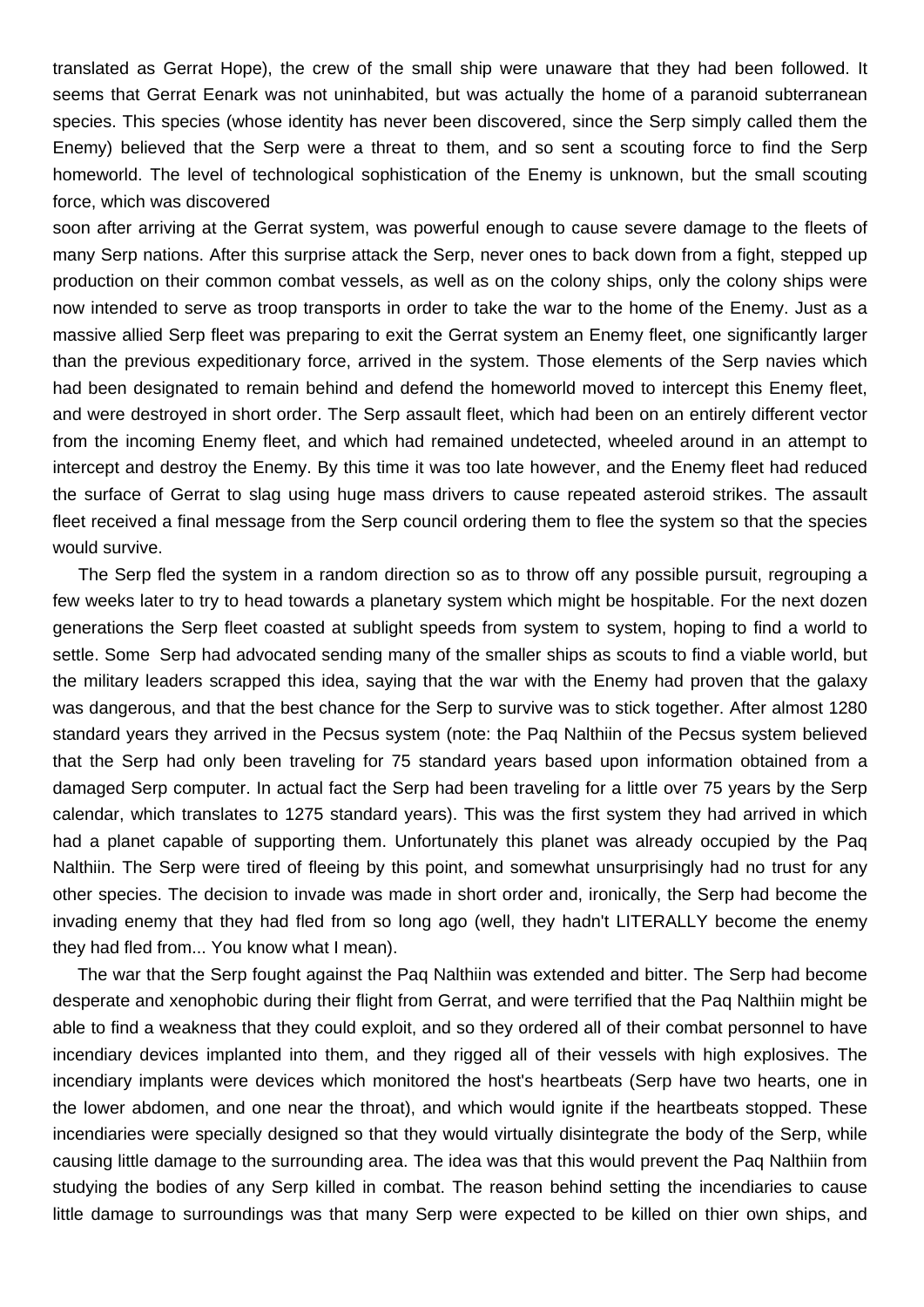translated as Gerrat Hope), the crew of the small ship were unaware that they had been followed. It seems that Gerrat Eenark was not uninhabited, but was actually the home of a paranoid subterranean species. This species (whose identity has never been discovered, since the Serp simply called them the Enemy) believed that the Serp were a threat to them, and so sent a scouting force to find the Serp homeworld. The level of technological sophistication of the Enemy is unknown, but the small scouting force, which was discovered soon after arriving at the Gerrat system, was powerful enough to cause severe damage to the fleets of many Serp nations. After this surprise attack the Serp, never ones to back down from a fight, stepped up production on their common combat vessels, as well as on the colony ships, only the colony ships were now intended to serve as troop transports in order to take the war to the home of the Enemy. Just as a massive allied Serp fleet was preparing to exit the Gerrat system an Enemy fleet, one significantly larger than the previous expeditionary force, arrived in the system. Those elements of the Serp navies which had been designated to remain behind and defend the homeworld moved to intercept this Enemy fleet, and were destroyed in short order. The Serp assault fleet, which had been on an entirely different vector from the incoming Enemy fleet, and which had remained undetected, wheeled around in an attempt to intercept and destroy the Enemy. By this time it was too late however, and the Enemy fleet had reduced the surface of Gerrat to slag using huge mass drivers to cause repeated asteroid strikes. The assault fleet received a final message from the Serp council ordering them to flee the system so that the species would survive.

The Serp fled the system in a random direction so as to throw off any possible pursuit, regrouping a few weeks later to try to head towards a planetary system which might be hospitable. For the next dozen generations the Serp fleet coasted at sublight speeds from system to system, hoping to find a world to settle. Some Serp had advocated sending many of the smaller ships as scouts to find a viable world, but the military leaders scrapped this idea, saying that the war with the Enemy had proven that the galaxy was dangerous, and that the best chance for the Serp to survive was to stick together. After almost 1280 standard years they arrived in the Pecsus system (note: the Paq Nalthiin of the Pecsus system believed that the Serp had only been traveling for 75 standard years based upon information obtained from a damaged Serp computer. In actual fact the Serp had been traveling for a little over 75 years by the Serp calendar, which translates to 1275 standard years). This was the first system they had arrived in which had a planet capable of supporting them. Unfortunately this planet was already occupied by the Paq Nalthiin. The Serp were tired of fleeing by this point, and somewhat unsurprisingly had no trust for any other species. The decision to invade was made in short order and, ironically, the Serp had become the invading enemy that they had fled from so long ago (well, they hadn't LITERALLY become the enemy they had fled from... You know what I mean).

The war that the Serp fought against the Paq Nalthiin was extended and bitter. The Serp had become desperate and xenophobic during their flight from Gerrat, and were terrified that the Paq Nalthiin might be able to find a weakness that they could exploit, and so they ordered all of their combat personnel to have incendiary devices implanted into them, and they rigged all of their vessels with high explosives. The incendiary implants were devices which monitored the host's heartbeats (Serp have two hearts, one in the lower abdomen, and one near the throat), and which would ignite if the heartbeats stopped. These incendiaries were specially designed so that they would virtually disintegrate the body of the Serp, while causing little damage to the surrounding area. The idea was that this would prevent the Paq Nalthiin from studying the bodies of any Serp killed in combat. The reason behind setting the incendiaries to cause little damage to surroundings was that many Serp were expected to be killed on thier own ships, and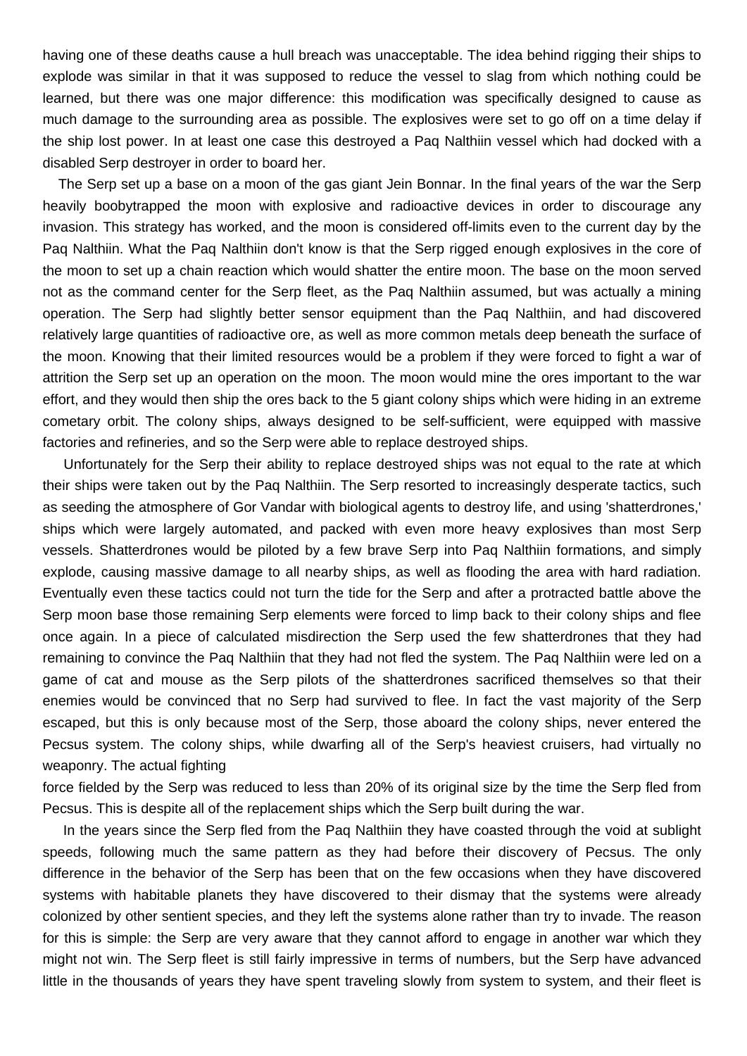having one of these deaths cause a hull breach was unacceptable. The idea behind rigging their ships to explode was similar in that it was supposed to reduce the vessel to slag from which nothing could be learned, but there was one major difference: this modification was specifically designed to cause as much damage to the surrounding area as possible. The explosives were set to go off on a time delay if the ship lost power. In at least one case this destroyed a Paq Nalthiin vessel which had docked with a disabled Serp destroyer in order to board her.

The Serp set up a base on a moon of the gas giant Jein Bonnar. In the final years of the war the Serp heavily boobytrapped the moon with explosive and radioactive devices in order to discourage any invasion. This strategy has worked, and the moon is considered off-limits even to the current day by the Paq Nalthiin. What the Paq Nalthiin don't know is that the Serp rigged enough explosives in the core of the moon to set up a chain reaction which would shatter the entire moon. The base on the moon served not as the command center for the Serp fleet, as the Paq Nalthiin assumed, but was actually a mining operation. The Serp had slightly better sensor equipment than the Paq Nalthiin, and had discovered relatively large quantities of radioactive ore, as well as more common metals deep beneath the surface of the moon. Knowing that their limited resources would be a problem if they were forced to fight a war of attrition the Serp set up an operation on the moon. The moon would mine the ores important to the war effort, and they would then ship the ores back to the 5 giant colony ships which were hiding in an extreme cometary orbit. The colony ships, always designed to be self-sufficient, were equipped with massive factories and refineries, and so the Serp were able to replace destroyed ships.

Unfortunately for the Serp their ability to replace destroyed ships was not equal to the rate at which their ships were taken out by the Paq Nalthiin. The Serp resorted to increasingly desperate tactics, such as seeding the atmosphere of Gor Vandar with biological agents to destroy life, and using 'shatterdrones,' ships which were largely automated, and packed with even more heavy explosives than most Serp vessels. Shatterdrones would be piloted by a few brave Serp into Paq Nalthiin formations, and simply explode, causing massive damage to all nearby ships, as well as flooding the area with hard radiation. Eventually even these tactics could not turn the tide for the Serp and after a protracted battle above the Serp moon base those remaining Serp elements were forced to limp back to their colony ships and flee once again. In a piece of calculated misdirection the Serp used the few shatterdrones that they had remaining to convince the Paq Nalthiin that they had not fled the system. The Paq Nalthiin were led on a game of cat and mouse as the Serp pilots of the shatterdrones sacrificed themselves so that their enemies would be convinced that no Serp had survived to flee. In fact the vast majority of the Serp escaped, but this is only because most of the Serp, those aboard the colony ships, never entered the Pecsus system. The colony ships, while dwarfing all of the Serp's heaviest cruisers, had virtually no weaponry. The actual fighting force fielded by the Serp was reduced to less than 20% of its original size by the time the Serp fled from Pecsus. This is despite all of the replacement ships which the Serp built during the war.

In the years since the Serp fled from the Paq Nalthiin they have coasted through the void at sublight speeds, following much the same pattern as they had before their discovery of Pecsus. The only difference in the behavior of the Serp has been that on the few occasions when they have discovered systems with habitable planets they have discovered to their dismay that the systems were already colonized by other sentient species, and they left the systems alone rather than try to invade. The reason for this is simple: the Serp are very aware that they cannot afford to engage in another war which they might not win. The Serp fleet is still fairly impressive in terms of numbers, but the Serp have advanced little in the thousands of years they have spent traveling slowly from system to system, and their fleet is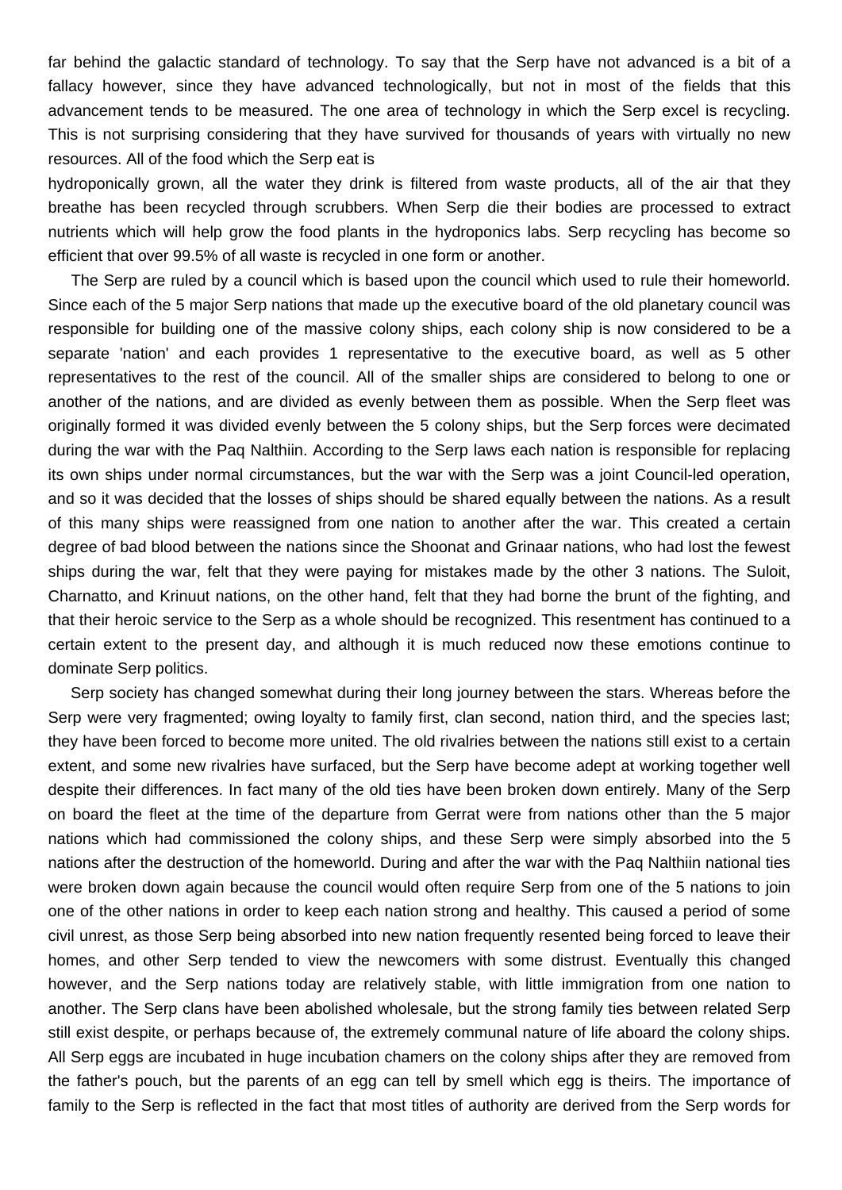far behind the galactic standard of technology. To say that the Serp have not advanced is a bit of a fallacy however, since they have advanced technologically, but not in most of the fields that this advancement tends to be measured. The one area of technology in which the Serp excel is recycling. This is not surprising considering that they have survived for thousands of years with virtually no new resources. All of the food which the Serp eat is hydroponically grown, all the water they drink is filtered from waste products, all of the air that they breathe has been recycled through scrubbers. When Serp die their bodies are processed to extract nutrients which will help grow the food plants in the hydroponics labs. Serp recycling has become so efficient that over 99.5% of all waste is recycled in one form or another.

The Serp are ruled by a council which is based upon the council which used to rule their homeworld. Since each of the 5 major Serp nations that made up the executive board of the old planetary council was responsible for building one of the massive colony ships, each colony ship is now considered to be a separate 'nation' and each provides 1 representative to the executive board, as well as 5 other representatives to the rest of the council. All of the smaller ships are considered to belong to one or another of the nations, and are divided as evenly between them as possible. When the Serp fleet was originally formed it was divided evenly between the 5 colony ships, but the Serp forces were decimated during the war with the Paq Nalthiin. According to the Serp laws each nation is responsible for replacing its own ships under normal circumstances, but the war with the Serp was a joint Council-led operation, and so it was decided that the losses of ships should be shared equally between the nations. As a result of this many ships were reassigned from one nation to another after the war. This created a certain degree of bad blood between the nations since the Shoonat and Grinaar nations, who had lost the fewest ships during the war, felt that they were paying for mistakes made by the other 3 nations. The Suloit, Charnatto, and Krinuut nations, on the other hand, felt that they had borne the brunt of the fighting, and that their heroic service to the Serp as a whole should be recognized. This resentment has continued to a certain extent to the present day, and although it is much reduced now these emotions continue to dominate Serp politics.

Serp society has changed somewhat during their long journey between the stars. Whereas before the Serp were very fragmented; owing loyalty to family first, clan second, nation third, and the species last; they have been forced to become more united. The old rivalries between the nations still exist to a certain extent, and some new rivalries have surfaced, but the Serp have become adept at working together well despite their differences. In fact many of the old ties have been broken down entirely. Many of the Serp on board the fleet at the time of the departure from Gerrat were from nations other than the 5 major nations which had commissioned the colony ships, and these Serp were simply absorbed into the 5 nations after the destruction of the homeworld. During and after the war with the Paq Nalthiin national ties were broken down again because the council would often require Serp from one of the 5 nations to join one of the other nations in order to keep each nation strong and healthy. This caused a period of some civil unrest, as those Serp being absorbed into new nation frequently resented being forced to leave their homes, and other Serp tended to view the newcomers with some distrust. Eventually this changed however, and the Serp nations today are relatively stable, with little immigration from one nation to another. The Serp clans have been abolished wholesale, but the strong family ties between related Serp still exist despite, or perhaps because of, the extremely communal nature of life aboard the colony ships. All Serp eggs are incubated in huge incubation chamers on the colony ships after they are removed from the father's pouch, but the parents of an egg can tell by smell which egg is theirs. The importance of family to the Serp is reflected in the fact that most titles of authority are derived from the Serp words for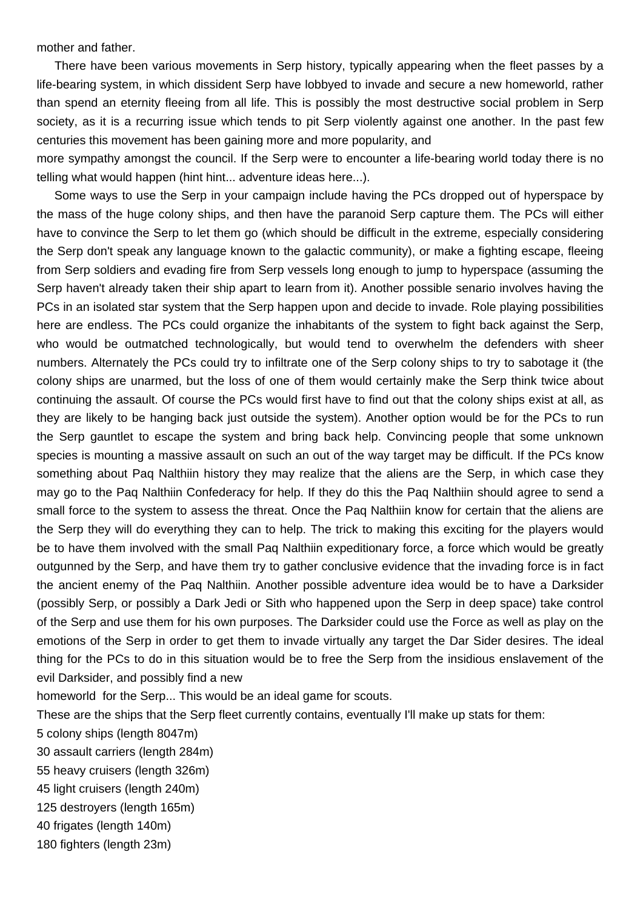mother and father.

There have been various movements in Serp history, typically appearing when the fleet passes by a life-bearing system, in which dissident Serp have lobbyed to invade and secure a new homeworld, rather than spend an eternity fleeing from all life. This is possibly the most destructive social problem in Serp society, as it is a recurring issue which tends to pit Serp violently against one another. In the past few centuries this movement has been gaining more and more popularity, and more sympathy amongst the council. If the Serp were to encounter a life-bearing world today there is no telling what would happen (hint hint... adventure ideas here...).

Some ways to use the Serp in your campaign include having the PCs dropped out of hyperspace by the mass of the huge colony ships, and then have the paranoid Serp capture them. The PCs will either have to convince the Serp to let them go (which should be difficult in the extreme, especially considering the Serp don't speak any language known to the galactic community), or make a fighting escape, fleeing from Serp soldiers and evading fire from Serp vessels long enough to jump to hyperspace (assuming the Serp haven't already taken their ship apart to learn from it). Another possible senario involves having the PCs in an isolated star system that the Serp happen upon and decide to invade. Role playing possibilities here are endless. The PCs could organize the inhabitants of the system to fight back against the Serp, who would be outmatched technologically, but would tend to overwhelm the defenders with sheer numbers. Alternately the PCs could try to infiltrate one of the Serp colony ships to try to sabotage it (the colony ships are unarmed, but the loss of one of them would certainly make the Serp think twice about continuing the assault. Of course the PCs would first have to find out that the colony ships exist at all, as they are likely to be hanging back just outside the system). Another option would be for the PCs to run the Serp gauntlet to escape the system and bring back help. Convincing people that some unknown species is mounting a massive assault on such an out of the way target may be difficult. If the PCs know something about Paq Nalthiin history they may realize that the aliens are the Serp, in which case they may go to the Paq Nalthiin Confederacy for help. If they do this the Paq Nalthiin should agree to send a small force to the system to assess the threat. Once the Paq Nalthiin know for certain that the aliens are the Serp they will do everything they can to help. The trick to making this exciting for the players would be to have them involved with the small Paq Nalthiin expeditionary force, a force which would be greatly outgunned by the Serp, and have them try to gather conclusive evidence that the invading force is in fact the ancient enemy of the Paq Nalthiin. Another possible adventure idea would be to have a Darksider (possibly Serp, or possibly a Dark Jedi or Sith who happened upon the Serp in deep space) take control of the Serp and use them for his own purposes. The Darksider could use the Force as well as play on the emotions of the Serp in order to get them to invade virtually any target the Dar Sider desires. The ideal thing for the PCs to do in this situation would be to free the Serp from the insidious enslavement of the evil Darksider, and possibly find a new homeworld for the Serp... This would be an ideal game for scouts.

These are the ships that the Serp fleet currently contains, eventually I'll make up stats for them:

5 colony ships (length 8047m)
30 assault carriers (length 284m)
55 heavy cruisers (length 326m)
45 light cruisers (length 240m)
125 destroyers (length 165m)
40 frigates (length 140m)
180 fighters (length 23m)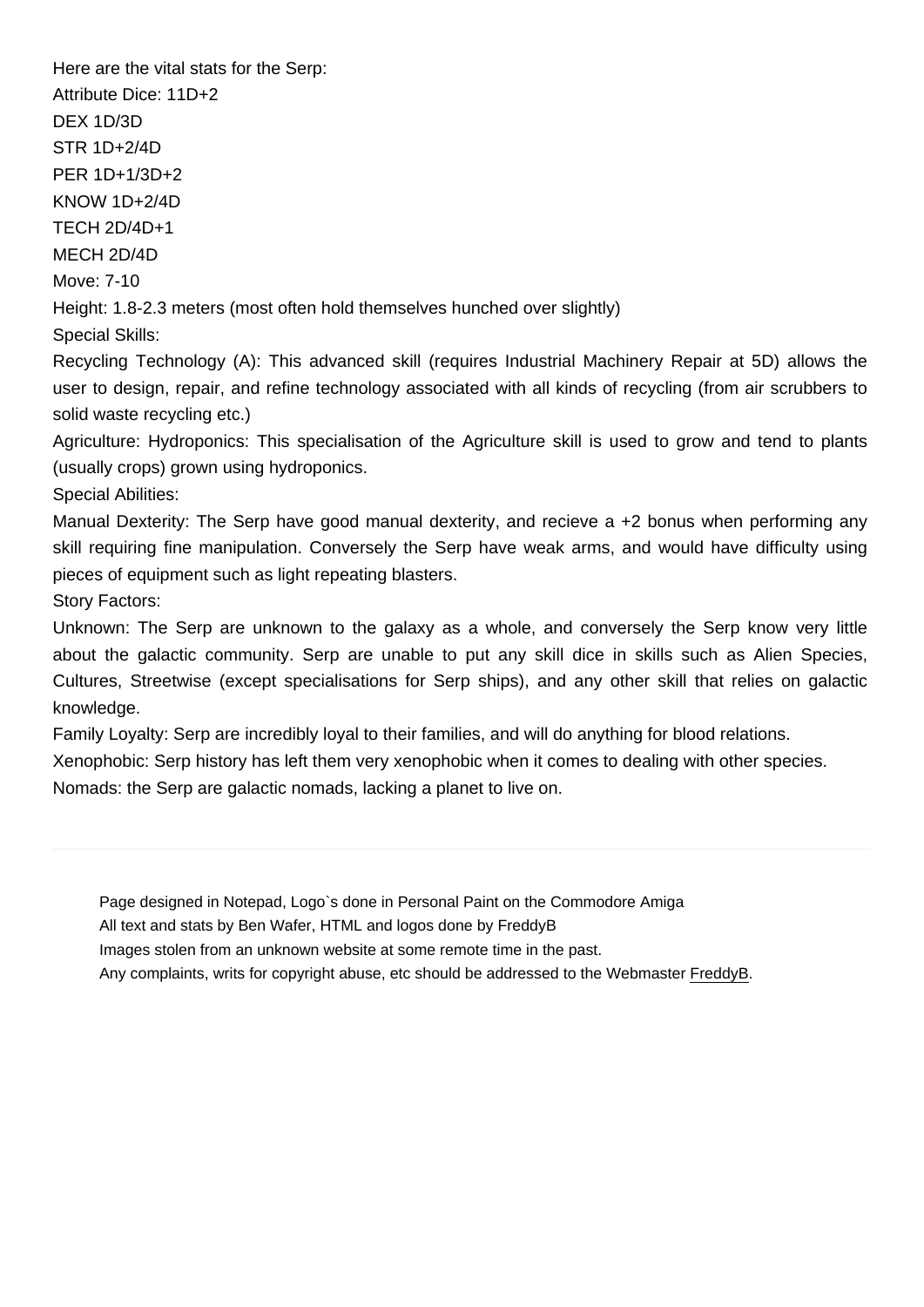Here are the vital stats for the Serp:

Attribute Dice: 11D+2

DEX 1D/3D

STR 1D+2/4D

PER 1D+1/3D+2

KNOW 1D+2/4D

TECH 2D/4D+1

MECH 2D/4D

Move: 7-10

Height: 1.8-2.3 meters (most often hold themselves hunched over slightly)

Special Skills:

Recycling Technology (A): This advanced skill (requires Industrial Machinery Repair at 5D) allows the user to design, repair, and refine technology associated with all kinds of recycling (from air scrubbers to solid waste recycling etc.)

Agriculture: Hydroponics: This specialisation of the Agriculture skill is used to grow and tend to plants (usually crops) grown using hydroponics.

Special Abilities:

Manual Dexterity: The Serp have good manual dexterity, and recieve a +2 bonus when performing any skill requiring fine manipulation. Conversely the Serp have weak arms, and would have difficulty using pieces of equipment such as light repeating blasters.

Story Factors:

Unknown: The Serp are unknown to the galaxy as a whole, and conversely the Serp know very little about the galactic community. Serp are unable to put any skill dice in skills such as Alien Species, Cultures, Streetwise (except specialisations for Serp ships), and any other skill that relies on galactic knowledge.

Family Loyalty: Serp are incredibly loyal to their families, and will do anything for blood relations.

Xenophobic: Serp history has left them very xenophobic when it comes to dealing with other species.

Nomads: the Serp are galactic nomads, lacking a planet to live on.

---

Page designed in Notepad, Logo`s done in Personal Paint on the Commodore Amiga

All text and stats by Ben Wafer, HTML and logos done by FreddyB

Images stolen from an unknown website at some remote time in the past.

Any complaints, writs for copyright abuse, etc should be addressed to the Webmaster FreddyB.